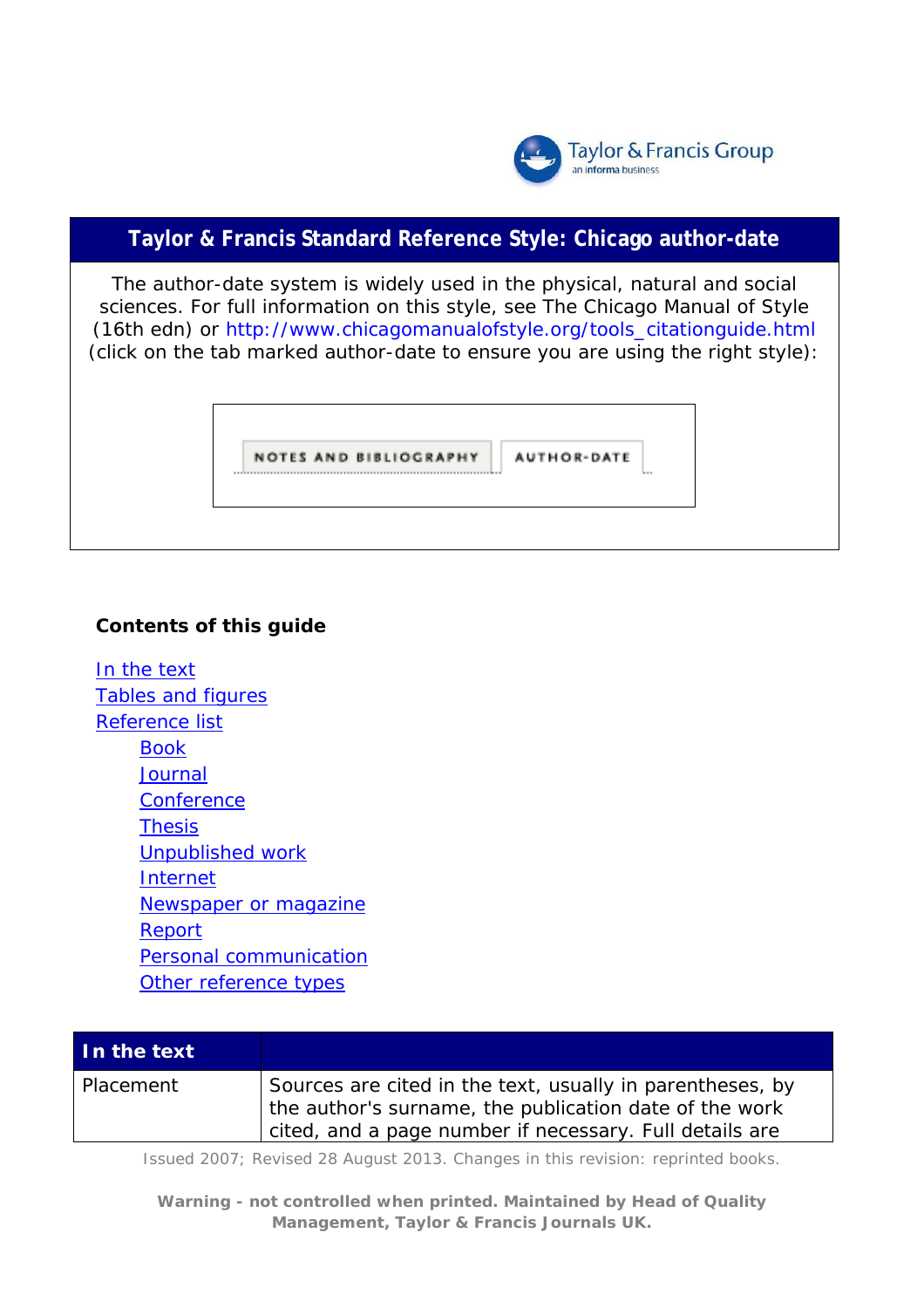# Taylor & Francis Standard Reference Style: Chicago author-date

The author-date system is widely used in the physical, natural and social sciences. For full information on this style, see The Chicago Manual of Style (16th edn) or http://www.chicagomanualofstyle.org/tools_citationguide.html (click on the tab marked author-date to ensure you are using the right style):

NOTES AND BIBLIOGRAPHY | AUTHOR-DATE

**Contents of this guide**

- In the text
- Tables and figures
- Reference list
  - Book
  - Journal
  - Conference
  - Thesis
  - Unpublished work
  - Internet
  - Newspaper or magazine
  - Report
  - Personal communication
  - Other reference types

| In the text | |
|---|---|
| Placement | Sources are cited in the text, usually in parentheses, by the author's surname, the publication date of the work cited, and a page number if necessary. Full details are |

Issued 2007; Revised 28 August 2013. Changes in this revision: reprinted books.

**Warning - not controlled when printed. Maintained by Head of Quality Management, Taylor & Francis Journals UK.**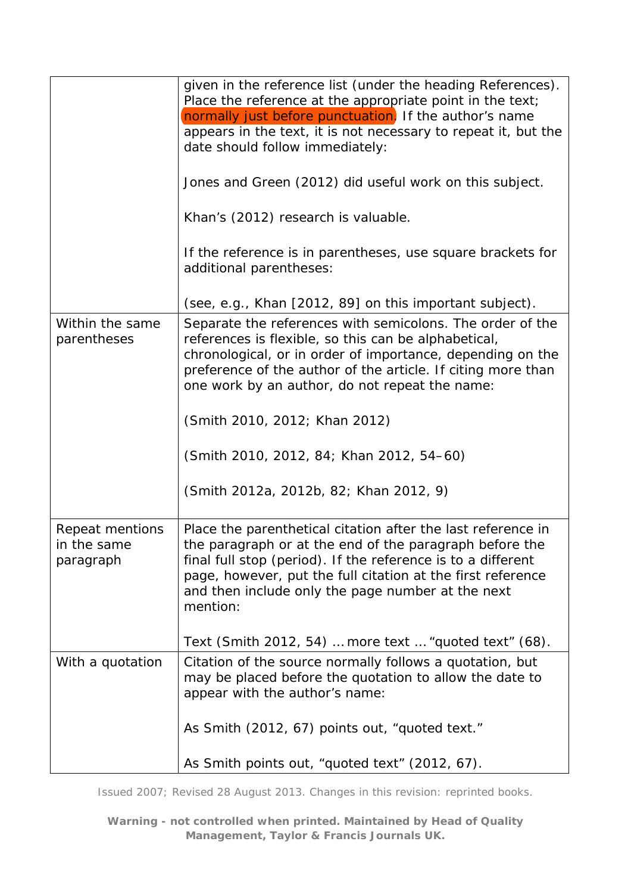| | |
|---|---|
| | given in the reference list (under the heading References). Place the reference at the appropriate point in the text; normally just before punctuation. If the author's name appears in the text, it is not necessary to repeat it, but the date should follow immediately:<br><br>Jones and Green (2012) did useful work on this subject.<br><br>Khan's (2012) research is valuable.<br><br>If the reference is in parentheses, use square brackets for additional parentheses:<br><br>(see, e.g., Khan [2012, 89] on this important subject). |
| Within the same parentheses | Separate the references with semicolons. The order of the references is flexible, so this can be alphabetical, chronological, or in order of importance, depending on the preference of the author of the article. If citing more than one work by an author, do not repeat the name:<br><br>(Smith 2010, 2012; Khan 2012)<br><br>(Smith 2010, 2012, 84; Khan 2012, 54–60)<br><br>(Smith 2012a, 2012b, 82; Khan 2012, 9) |
| Repeat mentions in the same paragraph | Place the parenthetical citation after the last reference in the paragraph or at the end of the paragraph before the final full stop (period). If the reference is to a different page, however, put the full citation at the first reference and then include only the page number at the next mention:<br><br>Text (Smith 2012, 54) … more text … "quoted text" (68). |
| With a quotation | Citation of the source normally follows a quotation, but may be placed before the quotation to allow the date to appear with the author's name:<br><br>As Smith (2012, 67) points out, "quoted text."<br><br>As Smith points out, "quoted text" (2012, 67). |

Issued 2007; Revised 28 August 2013. Changes in this revision: reprinted books.

**Warning - not controlled when printed. Maintained by Head of Quality Management, Taylor & Francis Journals UK.**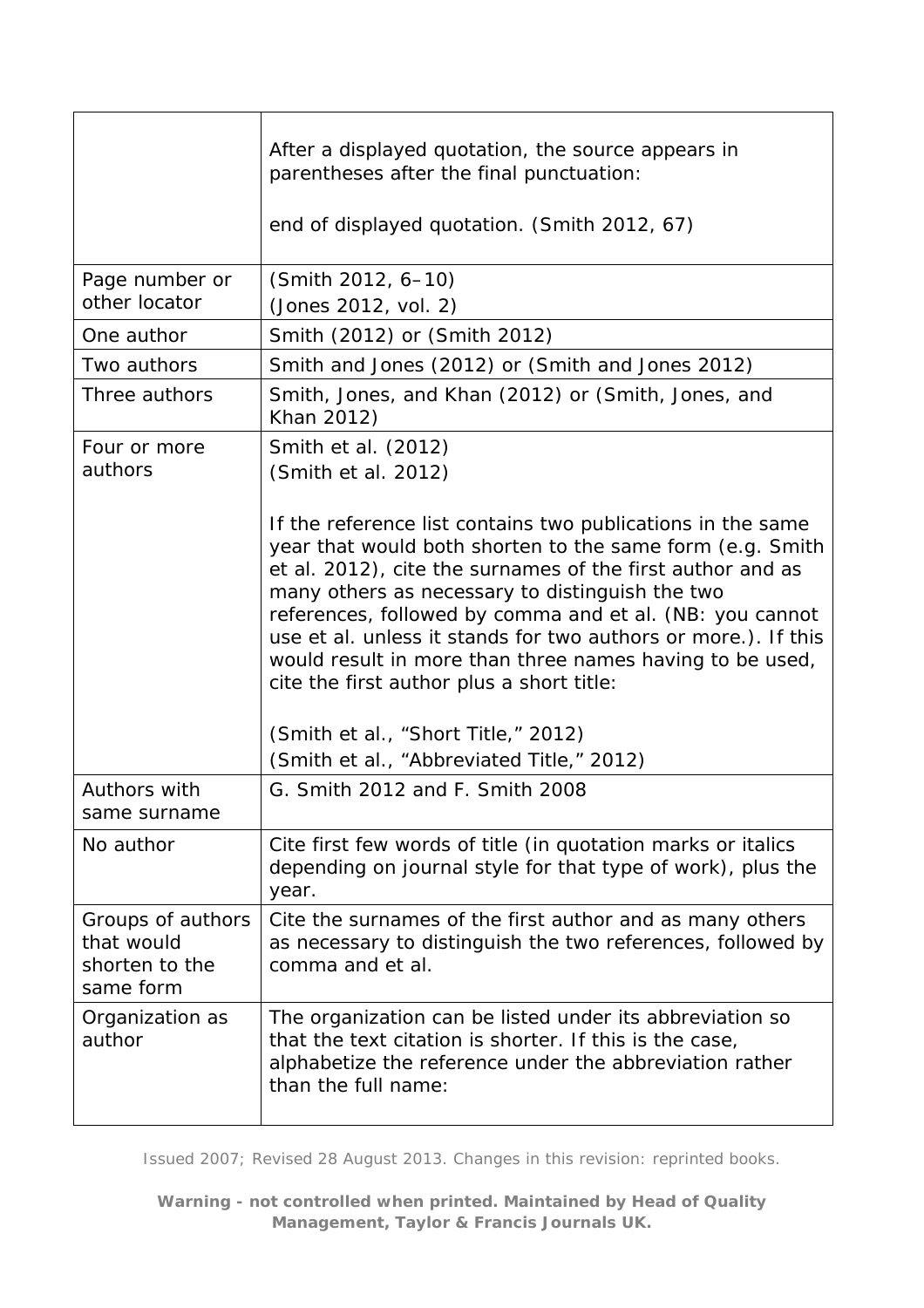| | |
|---|---|
| | After a displayed quotation, the source appears in parentheses after the final punctuation:<br><br>end of displayed quotation. (Smith 2012, 67) |
| Page number or other locator | (Smith 2012, 6–10)<br>(Jones 2012, vol. 2) |
| One author | Smith (2012) or (Smith 2012) |
| Two authors | Smith and Jones (2012) or (Smith and Jones 2012) |
| Three authors | Smith, Jones, and Khan (2012) or (Smith, Jones, and Khan 2012) |
| Four or more authors | Smith et al. (2012)<br>(Smith et al. 2012)<br><br>If the reference list contains two publications in the same year that would both shorten to the same form (e.g. Smith et al. 2012), cite the surnames of the first author and as many others as necessary to distinguish the two references, followed by comma and et al. (NB: you cannot use et al. unless it stands for two authors or more.). If this would result in more than three names having to be used, cite the first author plus a short title:<br><br>(Smith et al., "Short Title," 2012)<br>(Smith et al., "Abbreviated Title," 2012) |
| Authors with same surname | G. Smith 2012 and F. Smith 2008 |
| No author | Cite first few words of title (in quotation marks or italics depending on journal style for that type of work), plus the year. |
| Groups of authors that would shorten to the same form | Cite the surnames of the first author and as many others as necessary to distinguish the two references, followed by comma and et al. |
| Organization as author | The organization can be listed under its abbreviation so that the text citation is shorter. If this is the case, alphabetize the reference under the abbreviation rather than the full name: |

Issued 2007; Revised 28 August 2013. Changes in this revision: reprinted books.

**Warning - not controlled when printed. Maintained by Head of Quality Management, Taylor & Francis Journals UK.**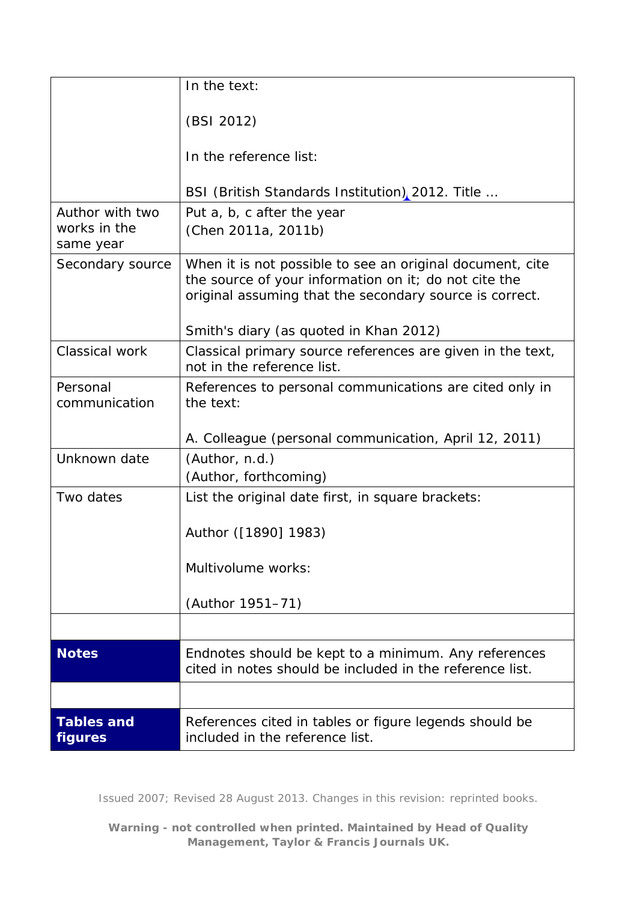| | |
|---|---|
| | In the text:<br><br>(BSI 2012)<br><br>In the reference list:<br><br>BSI (British Standards Institution) 2012. Title … |
| Author with two works in the same year | Put a, b, c after the year<br>(Chen 2011a, 2011b) |
| Secondary source | When it is not possible to see an original document, cite the source of your information on it; do not cite the original assuming that the secondary source is correct.<br><br>Smith's diary (as quoted in Khan 2012) |
| Classical work | Classical primary source references are given in the text, not in the reference list. |
| Personal communication | References to personal communications are cited only in the text:<br><br>A. Colleague (personal communication, April 12, 2011) |
| Unknown date | (Author, n.d.)<br>(Author, forthcoming) |
| Two dates | List the original date first, in square brackets:<br><br>Author ([1890] 1983)<br><br>Multivolume works:<br><br>(Author 1951–71) |
| | |
| **Notes** | Endnotes should be kept to a minimum. Any references cited in notes should be included in the reference list. |
| | |
| **Tables and figures** | References cited in tables or figure legends should be included in the reference list. |

Issued 2007; Revised 28 August 2013. Changes in this revision: reprinted books.

**Warning - not controlled when printed. Maintained by Head of Quality Management, Taylor & Francis Journals UK.**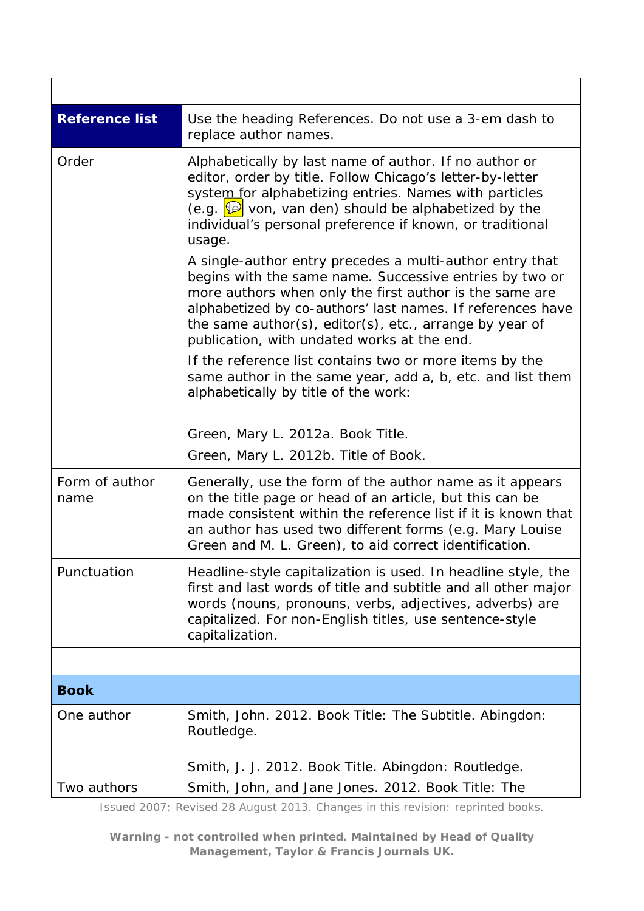| | |
|---|---|
| **Reference list** | Use the heading References. Do not use a 3-em dash to replace author names. |
| Order | Alphabetically by last name of author. If no author or editor, order by title. Follow Chicago's letter-by-letter system for alphabetizing entries. Names with particles (e.g. von, van den) should be alphabetized by the individual's personal preference if known, or traditional usage.<br><br>A single-author entry precedes a multi-author entry that begins with the same name. Successive entries by two or more authors when only the first author is the same are alphabetized by co-authors' last names. If references have the same author(s), editor(s), etc., arrange by year of publication, with undated works at the end.<br><br>If the reference list contains two or more items by the same author in the same year, add a, b, etc. and list them alphabetically by title of the work:<br><br>Green, Mary L. 2012a. Book Title.<br>Green, Mary L. 2012b. Title of Book. |
| Form of author name | Generally, use the form of the author name as it appears on the title page or head of an article, but this can be made consistent within the reference list if it is known that an author has used two different forms (e.g. Mary Louise Green and M. L. Green), to aid correct identification. |
| Punctuation | Headline-style capitalization is used. In headline style, the first and last words of title and subtitle and all other major words (nouns, pronouns, verbs, adjectives, adverbs) are capitalized. For non-English titles, use sentence-style capitalization. |
| | |
| **Book** | |
| One author | Smith, John. 2012. Book Title: The Subtitle. Abingdon: Routledge.<br><br>Smith, J. J. 2012. Book Title. Abingdon: Routledge. |
| Two authors | Smith, John, and Jane Jones. 2012. Book Title: The |

Issued 2007; Revised 28 August 2013. Changes in this revision: reprinted books.

**Warning - not controlled when printed. Maintained by Head of Quality Management, Taylor & Francis Journals UK.**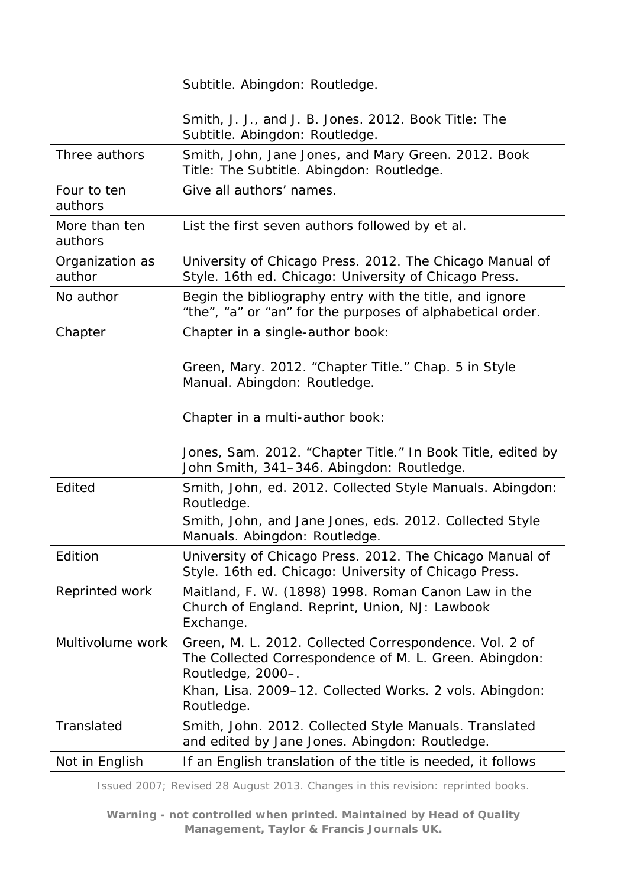| | |
|---|---|
| | Subtitle. Abingdon: Routledge.<br><br>Smith, J. J., and J. B. Jones. 2012. Book Title: The Subtitle. Abingdon: Routledge. |
| Three authors | Smith, John, Jane Jones, and Mary Green. 2012. Book Title: The Subtitle. Abingdon: Routledge. |
| Four to ten authors | Give all authors' names. |
| More than ten authors | List the first seven authors followed by et al. |
| Organization as author | University of Chicago Press. 2012. The Chicago Manual of Style. 16th ed. Chicago: University of Chicago Press. |
| No author | Begin the bibliography entry with the title, and ignore "the", "a" or "an" for the purposes of alphabetical order. |
| Chapter | Chapter in a single-author book:<br><br>Green, Mary. 2012. "Chapter Title." Chap. 5 in Style Manual. Abingdon: Routledge.<br><br>Chapter in a multi-author book:<br><br>Jones, Sam. 2012. "Chapter Title." In Book Title, edited by John Smith, 341–346. Abingdon: Routledge. |
| Edited | Smith, John, ed. 2012. Collected Style Manuals. Abingdon: Routledge.<br>Smith, John, and Jane Jones, eds. 2012. Collected Style Manuals. Abingdon: Routledge. |
| Edition | University of Chicago Press. 2012. The Chicago Manual of Style. 16th ed. Chicago: University of Chicago Press. |
| Reprinted work | Maitland, F. W. (1898) 1998. Roman Canon Law in the Church of England. Reprint, Union, NJ: Lawbook Exchange. |
| Multivolume work | Green, M. L. 2012. Collected Correspondence. Vol. 2 of The Collected Correspondence of M. L. Green. Abingdon: Routledge, 2000–.<br>Khan, Lisa. 2009–12. Collected Works. 2 vols. Abingdon: Routledge. |
| Translated | Smith, John. 2012. Collected Style Manuals. Translated and edited by Jane Jones. Abingdon: Routledge. |
| Not in English | If an English translation of the title is needed, it follows |

Issued 2007; Revised 28 August 2013. Changes in this revision: reprinted books.

**Warning - not controlled when printed. Maintained by Head of Quality Management, Taylor & Francis Journals UK.**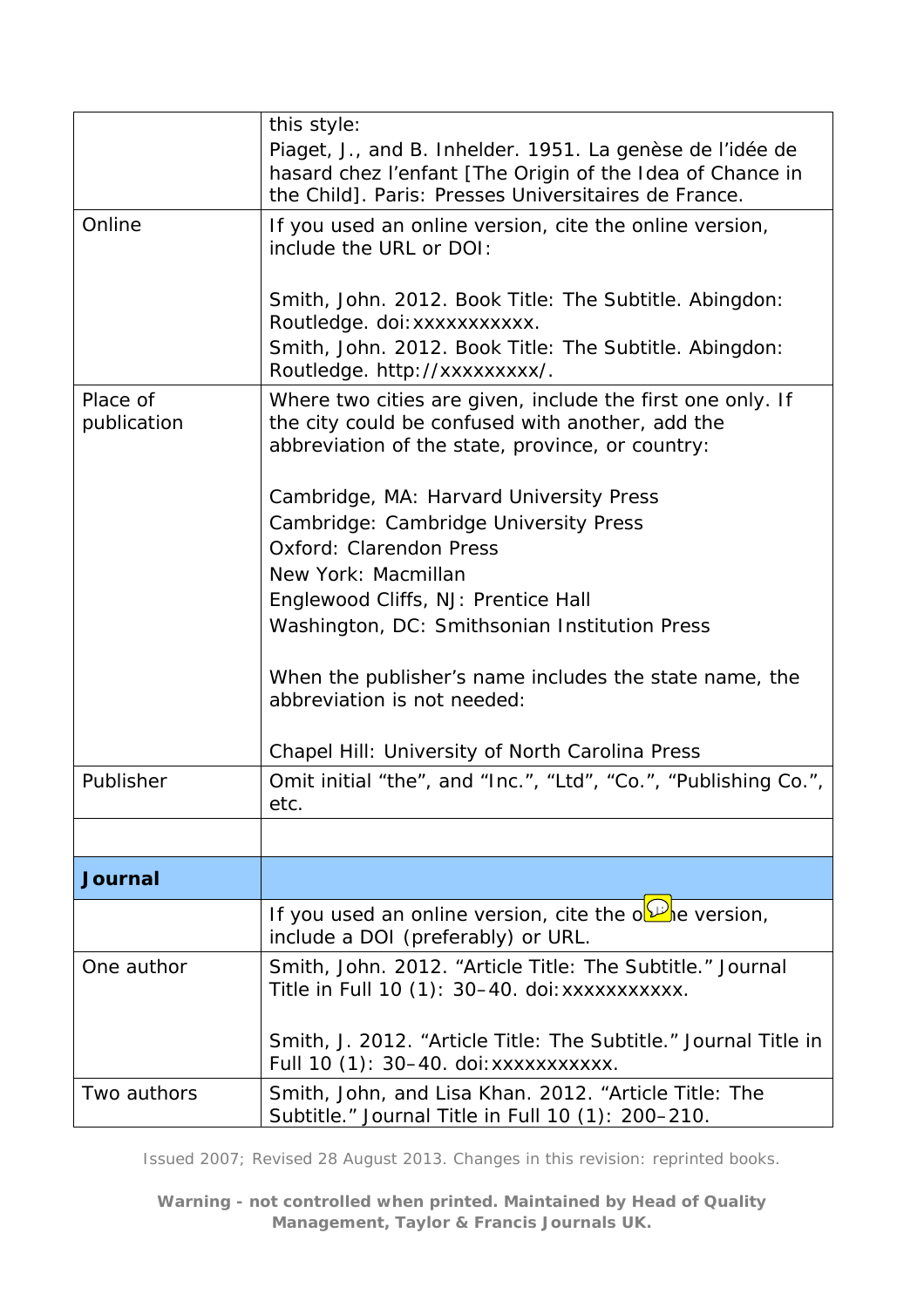| | |
|---|---|
| | this style:<br>Piaget, J., and B. Inhelder. 1951. La genèse de l'idée de hasard chez l'enfant [The Origin of the Idea of Chance in the Child]. Paris: Presses Universitaires de France. |
| Online | If you used an online version, cite the online version, include the URL or DOI:<br><br>Smith, John. 2012. Book Title: The Subtitle. Abingdon: Routledge. doi:xxxxxxxxxxx.<br>Smith, John. 2012. Book Title: The Subtitle. Abingdon: Routledge. http://xxxxxxxxx/. |
| Place of publication | Where two cities are given, include the first one only. If the city could be confused with another, add the abbreviation of the state, province, or country:<br><br>Cambridge, MA: Harvard University Press<br>Cambridge: Cambridge University Press<br>Oxford: Clarendon Press<br>New York: Macmillan<br>Englewood Cliffs, NJ: Prentice Hall<br>Washington, DC: Smithsonian Institution Press<br><br>When the publisher's name includes the state name, the abbreviation is not needed:<br><br>Chapel Hill: University of North Carolina Press |
| Publisher | Omit initial "the", and "Inc.", "Ltd", "Co.", "Publishing Co.", etc. |
| | |
| **Journal** | |
| | If you used an online version, cite the online version, include a DOI (preferably) or URL. |
| One author | Smith, John. 2012. "Article Title: The Subtitle." Journal Title in Full 10 (1): 30–40. doi:xxxxxxxxxxx.<br><br>Smith, J. 2012. "Article Title: The Subtitle." Journal Title in Full 10 (1): 30–40. doi:xxxxxxxxxxx. |
| Two authors | Smith, John, and Lisa Khan. 2012. "Article Title: The Subtitle." Journal Title in Full 10 (1): 200–210. |

Issued 2007; Revised 28 August 2013. Changes in this revision: reprinted books.

**Warning - not controlled when printed. Maintained by Head of Quality Management, Taylor & Francis Journals UK.**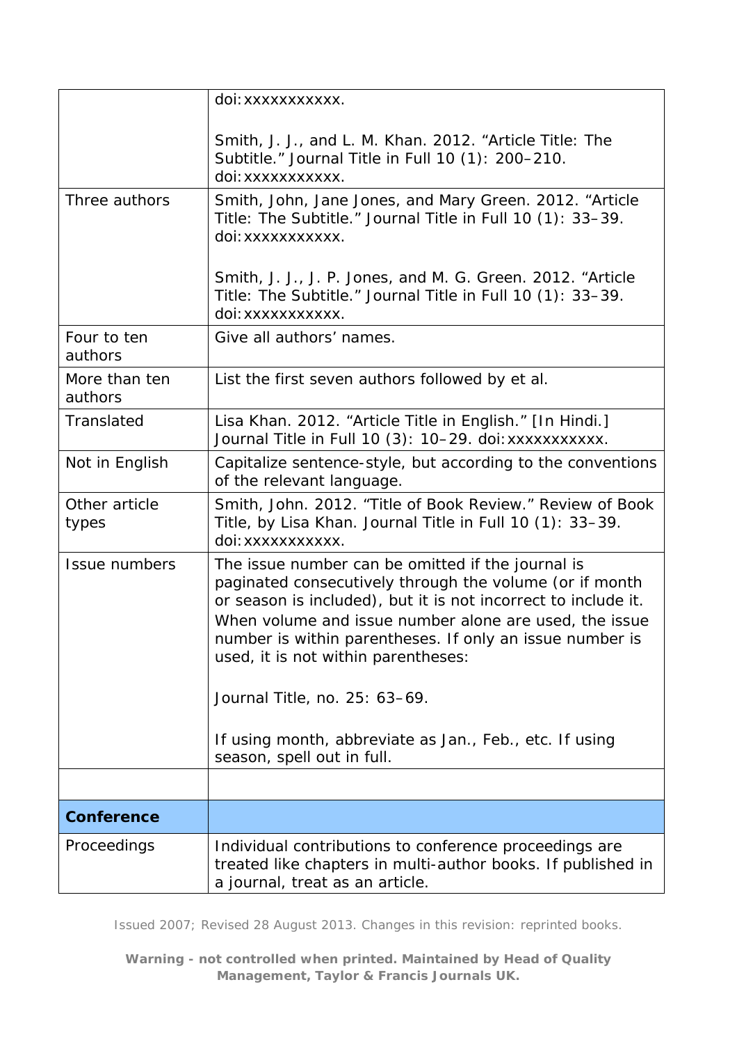|  |  |
|---|---|
|  | doi:xxxxxxxxxxx.<br><br>Smith, J. J., and L. M. Khan. 2012. “Article Title: The Subtitle.” Journal Title in Full 10 (1): 200–210. doi:xxxxxxxxxxx. |
| Three authors | Smith, John, Jane Jones, and Mary Green. 2012. “Article Title: The Subtitle.” Journal Title in Full 10 (1): 33–39. doi:xxxxxxxxxxx.<br><br>Smith, J. J., J. P. Jones, and M. G. Green. 2012. “Article Title: The Subtitle.” Journal Title in Full 10 (1): 33–39. doi:xxxxxxxxxxx. |
| Four to ten authors | Give all authors’ names. |
| More than ten authors | List the first seven authors followed by et al. |
| Translated | Lisa Khan. 2012. “Article Title in English.” [In Hindi.] Journal Title in Full 10 (3): 10–29. doi:xxxxxxxxxxx. |
| Not in English | Capitalize sentence-style, but according to the conventions of the relevant language. |
| Other article types | Smith, John. 2012. “Title of Book Review.” Review of Book Title, by Lisa Khan. Journal Title in Full 10 (1): 33–39. doi:xxxxxxxxxxx. |
| Issue numbers | The issue number can be omitted if the journal is paginated consecutively through the volume (or if month or season is included), but it is not incorrect to include it. When volume and issue number alone are used, the issue number is within parentheses. If only an issue number is used, it is not within parentheses:<br><br>Journal Title, no. 25: 63–69.<br><br>If using month, abbreviate as Jan., Feb., etc. If using season, spell out in full. |
|  |  |
| **Conference** |  |
| Proceedings | Individual contributions to conference proceedings are treated like chapters in multi-author books. If published in a journal, treat as an article. |

Issued 2007; Revised 28 August 2013. Changes in this revision: reprinted books.

**Warning - not controlled when printed. Maintained by Head of Quality Management, Taylor & Francis Journals UK.**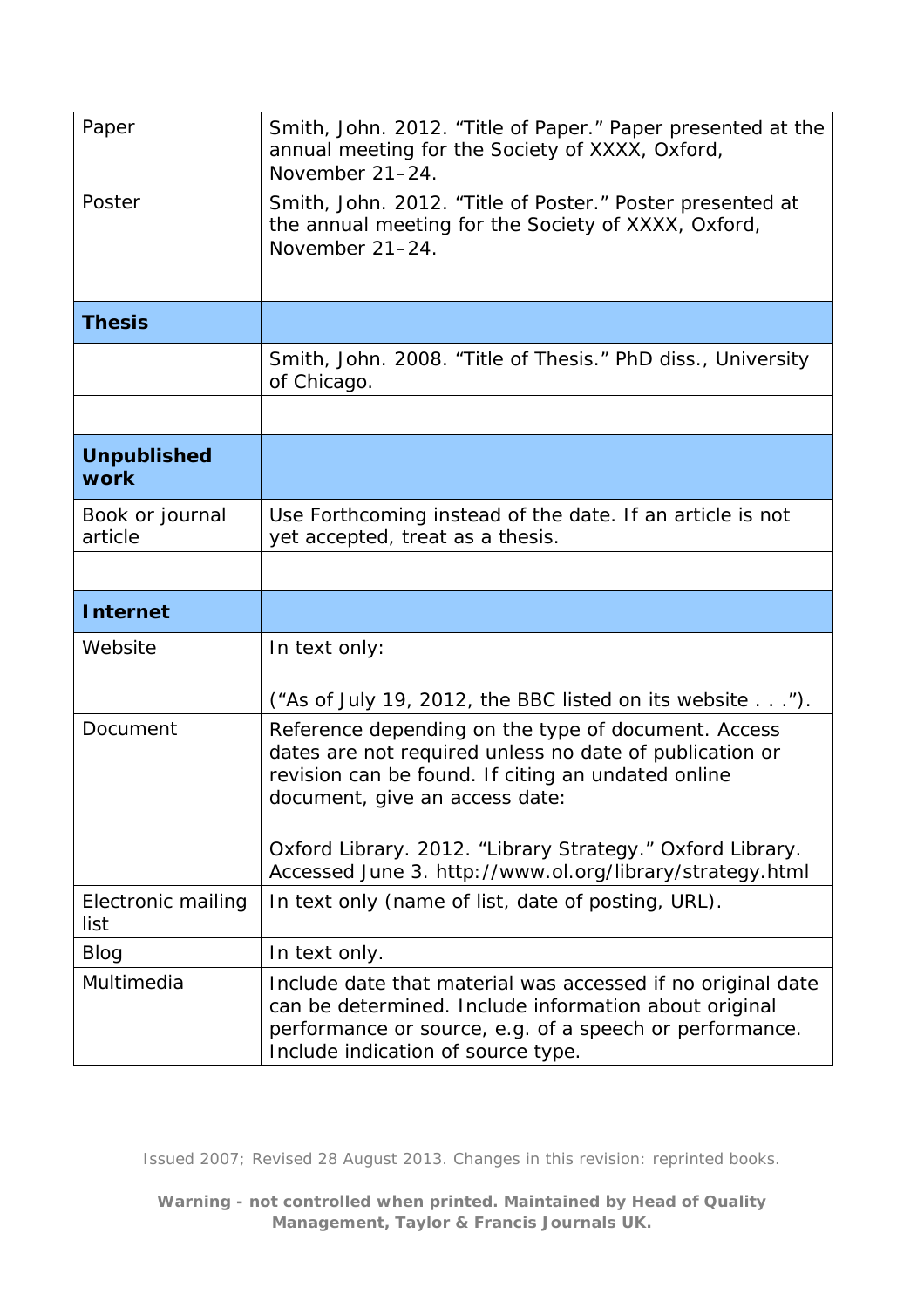| | |
|---|---|
| Paper | Smith, John. 2012. “Title of Paper.” Paper presented at the annual meeting for the Society of XXXX, Oxford, November 21–24. |
| Poster | Smith, John. 2012. “Title of Poster.” Poster presented at the annual meeting for the Society of XXXX, Oxford, November 21–24. |
| | |
| **Thesis** | |
| | Smith, John. 2008. “Title of Thesis.” PhD diss., University of Chicago. |
| | |
| **Unpublished work** | |
| Book or journal article | Use Forthcoming instead of the date. If an article is not yet accepted, treat as a thesis. |
| | |
| **Internet** | |
| Website | In text only:<br><br>(“As of July 19, 2012, the BBC listed on its website . . .”). |
| Document | Reference depending on the type of document. Access dates are not required unless no date of publication or revision can be found. If citing an undated online document, give an access date:<br><br>Oxford Library. 2012. “Library Strategy.” Oxford Library. Accessed June 3. http://www.ol.org/library/strategy.html |
| Electronic mailing list | In text only (name of list, date of posting, URL). |
| Blog | In text only. |
| Multimedia | Include date that material was accessed if no original date can be determined. Include information about original performance or source, e.g. of a speech or performance. Include indication of source type. |

Issued 2007; Revised 28 August 2013. Changes in this revision: reprinted books.

**Warning - not controlled when printed. Maintained by Head of Quality Management, Taylor & Francis Journals UK.**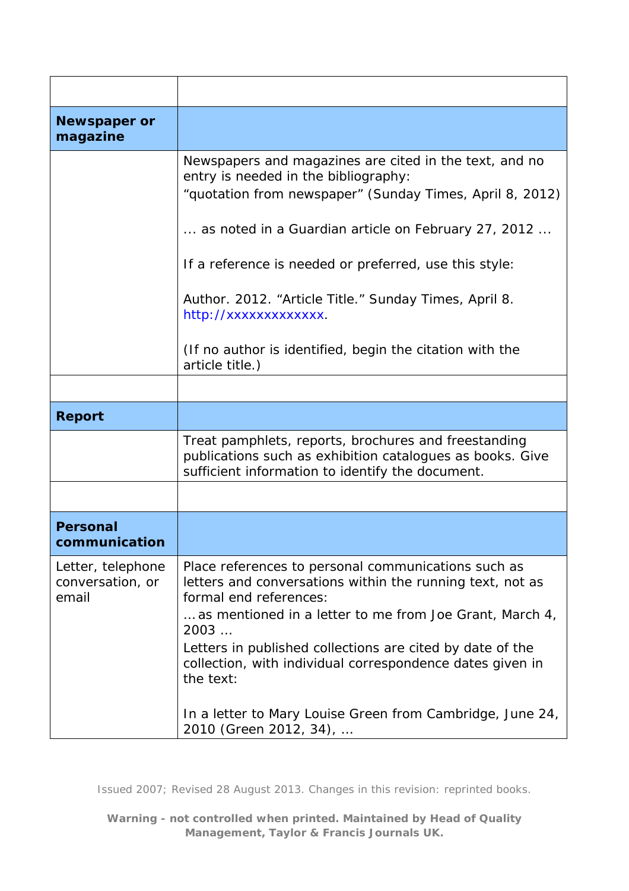| | |
|---|---|
| | |
| **Newspaper or magazine** | |
| | Newspapers and magazines are cited in the text, and no entry is needed in the bibliography:<br>“quotation from newspaper” (Sunday Times, April 8, 2012)<br><br>... as noted in a Guardian article on February 27, 2012 ...<br><br>If a reference is needed or preferred, use this style:<br><br>Author. 2012. “Article Title.” Sunday Times, April 8. http://xxxxxxxxxxxxx.<br><br>(If no author is identified, begin the citation with the article title.) |
| | |
| **Report** | |
| | Treat pamphlets, reports, brochures and freestanding publications such as exhibition catalogues as books. Give sufficient information to identify the document. |
| | |
| **Personal communication** | |
| Letter, telephone conversation, or email | Place references to personal communications such as letters and conversations within the running text, not as formal end references:<br>… as mentioned in a letter to me from Joe Grant, March 4, 2003 …<br>Letters in published collections are cited by date of the collection, with individual correspondence dates given in the text:<br><br>In a letter to Mary Louise Green from Cambridge, June 24, 2010 (Green 2012, 34), … |

Issued 2007; Revised 28 August 2013. Changes in this revision: reprinted books.

**Warning - not controlled when printed. Maintained by Head of Quality Management, Taylor & Francis Journals UK.**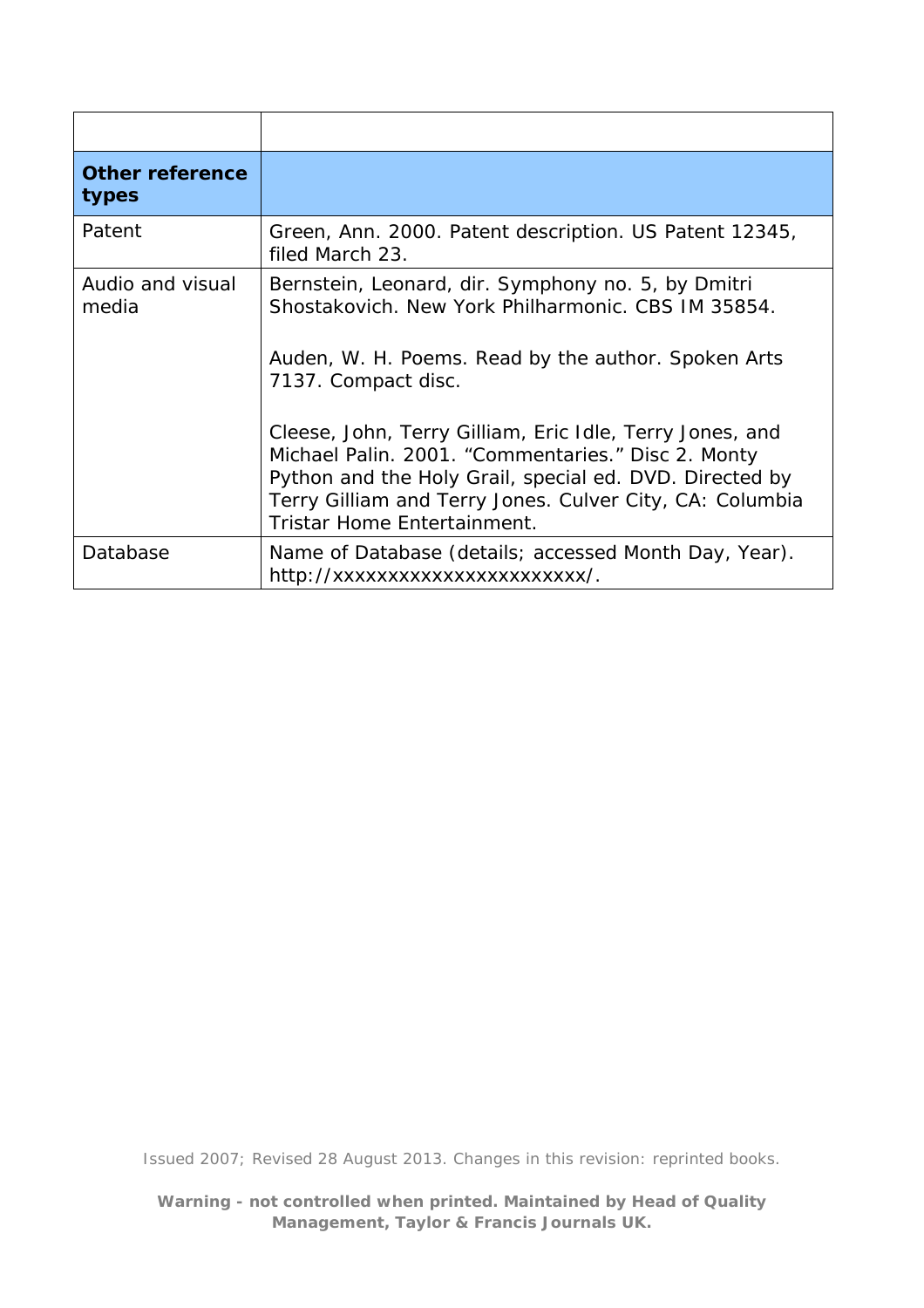| | |
|---|---|
| **Other reference types** | |
| Patent | Green, Ann. 2000. Patent description. US Patent 12345, filed March 23. |
| Audio and visual media | Bernstein, Leonard, dir. Symphony no. 5, by Dmitri Shostakovich. New York Philharmonic. CBS IM 35854.<br><br>Auden, W. H. Poems. Read by the author. Spoken Arts 7137. Compact disc.<br><br>Cleese, John, Terry Gilliam, Eric Idle, Terry Jones, and Michael Palin. 2001. “Commentaries.” Disc 2. Monty Python and the Holy Grail, special ed. DVD. Directed by Terry Gilliam and Terry Jones. Culver City, CA: Columbia Tristar Home Entertainment. |
| Database | Name of Database (details; accessed Month Day, Year). http://xxxxxxxxxxxxxxxxxxxxxxx/. |

Issued 2007; Revised 28 August 2013. Changes in this revision: reprinted books.

**Warning - not controlled when printed. Maintained by Head of Quality Management, Taylor & Francis Journals UK.**